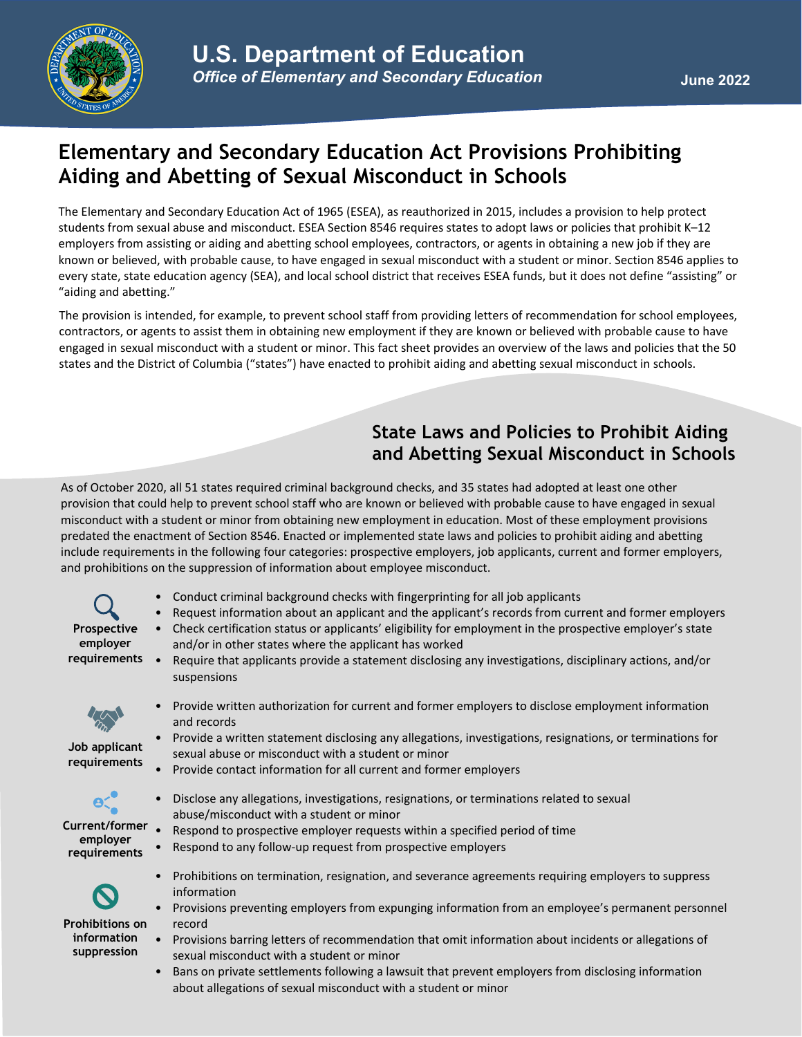**U.S. Department of Education**

*Office of Elementary and Secondary Education*

June 2022

# Elementary and Secondary Education Act Provisions Prohibiting Aiding and Abetting of Sexual Misconduct in Schools

The Elementary and Secondary Education Act of 1965 (ESEA), as reauthorized in 2015, includes a provision to help protect students from sexual abuse and misconduct. ESEA Section 8546 requires states to adopt laws or policies that prohibit K–12 employers from assisting or aiding and abetting school employees, contractors, or agents in obtaining a new job if they are known or believed, with probable cause, to have engaged in sexual misconduct with a student or minor. Section 8546 applies to every state, state education agency (SEA), and local school district that receives ESEA funds, but it does not define "assisting" or "aiding and abetting."

The provision is intended, for example, to prevent school staff from providing letters of recommendation for school employees, contractors, or agents to assist them in obtaining new employment if they are known or believed with probable cause to have engaged in sexual misconduct with a student or minor. This fact sheet provides an overview of the laws and policies that the 50 states and the District of Columbia ("states") have enacted to prohibit aiding and abetting sexual misconduct in schools.

## State Laws and Policies to Prohibit Aiding and Abetting Sexual Misconduct in Schools

As of October 2020, all 51 states required criminal background checks, and 35 states had adopted at least one other provision that could help to prevent school staff who are known or believed with probable cause to have engaged in sexual misconduct with a student or minor from obtaining new employment in education. Most of these employment provisions predated the enactment of Section 8546. Enacted or implemented state laws and policies to prohibit aiding and abetting include requirements in the following four categories: prospective employers, job applicants, current and former employers, and prohibitions on the suppression of information about employee misconduct.

**Prospective employer requirements**

- Conduct criminal background checks with fingerprinting for all job applicants
- Request information about an applicant and the applicant's records from current and former employers
- Check certification status or applicants' eligibility for employment in the prospective employer's state and/or in other states where the applicant has worked
- Require that applicants provide a statement disclosing any investigations, disciplinary actions, and/or suspensions

**Job applicant requirements**

- Provide written authorization for current and former employers to disclose employment information and records
- Provide a written statement disclosing any allegations, investigations, resignations, or terminations for sexual abuse or misconduct with a student or minor
- Provide contact information for all current and former employers

**Current/former employer requirements**

- Disclose any allegations, investigations, resignations, or terminations related to sexual abuse/misconduct with a student or minor
- Respond to prospective employer requests within a specified period of time
- Respond to any follow-up request from prospective employers

**Prohibitions on information suppression**

- Prohibitions on termination, resignation, and severance agreements requiring employers to suppress information
- Provisions preventing employers from expunging information from an employee's permanent personnel record
- Provisions barring letters of recommendation that omit information about incidents or allegations of sexual misconduct with a student or minor
- Bans on private settlements following a lawsuit that prevent employers from disclosing information about allegations of sexual misconduct with a student or minor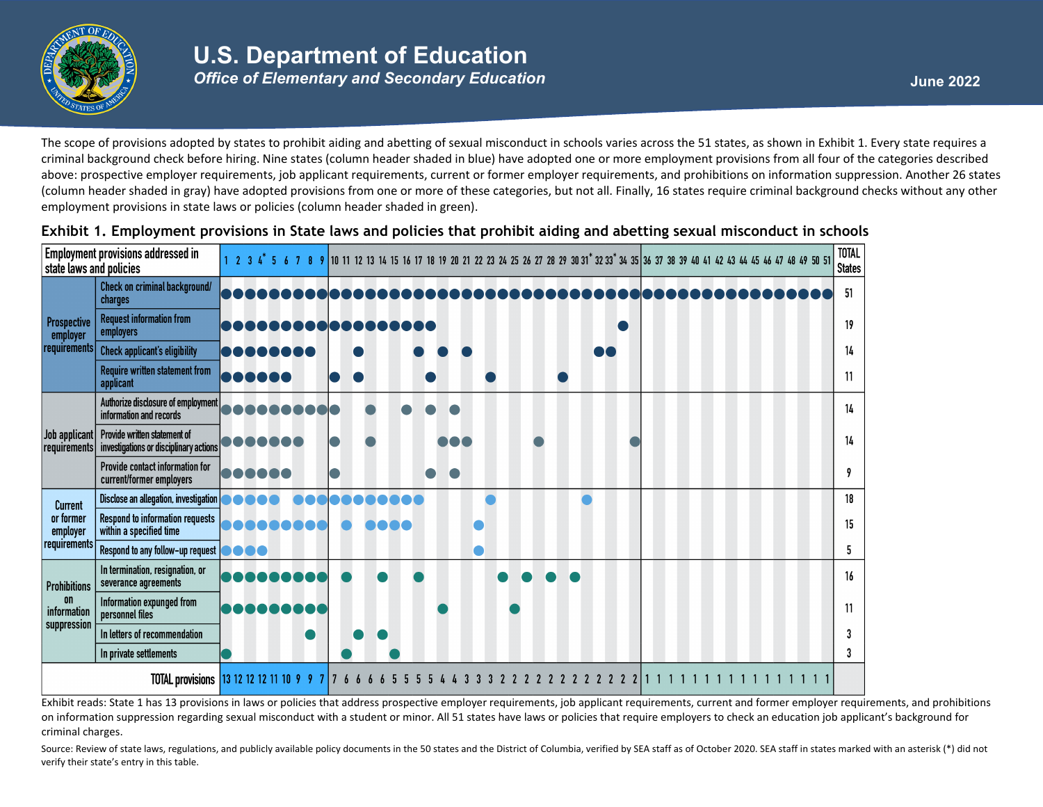The scope of provisions adopted by states to prohibit aiding and abetting of sexual misconduct in schools varies across the 51 states, as shown in Exhibit 1. Every state requires a criminal background check before hiring. Nine states (column header shaded in blue) have adopted one or more employment provisions from all four of the categories described above: prospective employer requirements, job applicant requirements, current or former employer requirements, and prohibitions on information suppression. Another 26 states (column header shaded in gray) have adopted provisions from one or more of these categories, but not all. Finally, 16 states require criminal background checks without any other employment provisions in state laws or policies (column header shaded in green).

**Exhibit 1. Employment provisions in State laws and policies that prohibit aiding and abetting sexual misconduct in schools**

| Employment provisions addressed in state laws and policies | | 1 | 2 | 3 | 4* | 5 | 6 | 7 | 8 | 9 | 10 | 11 | 12 | 13 | 14 | 15 | 16 | 17 | 18 | 19 | 20 | 21 | 22 | 23 | 24 | 25 | 26 | 27 | 28 | 29 | 30 | 31* | 32 | 33* | 34 | 35 | 36 | 37 | 38 | 39 | 40 | 41 | 42 | 43 | 44 | 45 | 46 | 47 | 48 | 49 | 50 | 51 | TOTAL States |
|---|---|---|---|---|---|---|---|---|---|---|---|---|---|---|---|---|---|---|---|---|---|---|---|---|---|---|---|---|---|---|---|---|---|---|---|---|---|---|---|---|---|---|---|---|---|---|---|---|---|---|---|---|---|
| Prospective employer requirements | Check on criminal background/ charges | ● | ● | ● | ● | ● | ● | ● | ● | ● | ● | ● | ● | ● | ● | ● | ● | ● | ● | ● | ● | ● | ● | ● | ● | ● | ● | ● | ● | ● | ● | ● | ● | ● | ● | ● | ● | ● | ● | ● | ● | ● | ● | ● | ● | ● | ● | ● | ● | ● | ● | ● | 51 |
| | Request information from employers | ● | ● | ● | ● | ● | ● | ● | ● | ● | ● | ● | ● | ● | ● | ● | ● | ● | ● | | | | | | | | | | | | | | | | ● | | | | | | | | | | | | | | | | | | 19 |
| | Check applicant's eligibility | ● | ● | ● | ● | ● | ● | ● | ● | | | | ● | | | | | ● | | ● | | ● | | | | | | | | | | | ● | ● | | | | | | | | | | | | | | | | | | | 14 |
| | Require written statement from applicant | ● | ● | ● | ● | ● | ● | | | | ● | | ● | | | | | | ● | | | | | ● | | | | | | ● | | | | | | | | | | | | | | | | | | | | | | | 11 |
| Job applicant requirements | Authorize disclosure of employment information and records | ● | ● | ● | ● | ● | ● | ● | ● | ● | ● | | | ● | | | ● | | ● | | ● | | | | | | | | | | | | | | | | | | | | | | | | | | | | | | | | 14 |
| | Provide written statement of investigations or disciplinary actions | ● | ● | ● | ● | ● | ● | ● | | | ● | | | ● | | | | | | ● | ● | ● | | | | | | ● | | | | | | | | ● | | | | | | | | | | | | | | | | | 14 |
| | Provide contact information for current/former employers | ● | ● | ● | ● | ● | ● | | | | ● | | | | | | | | ● | | ● | | | | | | | | | | | | | | | | | | | | | | | | | | | | | | | | 9 |
| Current or former employer requirements | Disclose an allegation, investigation | ● | ● | ● | ● | ● | | ● | ● | ● | ● | ● | ● | ● | ● | ● | ● | ● | | | | | | ● | | | | | | | | ● | | | | | | | | | | | | | | | | | | | | | 18 |
| | Respond to information requests within a specified time | ● | ● | ● | ● | ● | ● | ● | ● | ● | | ● | | ● | ● | ● | ● | | | | | | ● | | | | | | | | | | | | | | | | | | | | | | | | | | | | | | 15 |
| | Respond to any follow-up request | ● | ● | ● | ● | | | | | | | | | | | | | | | | | | ● | | | | | | | | | | | | | | | | | | | | | | | | | | | | | | 5 |
| Prohibitions on information suppression | In termination, resignation, or severance agreements | ● | ● | ● | ● | ● | ● | ● | ● | ● | | ● | | | ● | | | ● | | | | | | | ● | | ● | | ● | | ● | | | | | | | | | | | | | | | | | | | | | | 16 |
| | Information expunged from personnel files | ● | ● | ● | ● | ● | ● | ● | ● | ● | | | | | | | | | | ● | | | | | | ● | | | | | | | | | | | | | | | | | | | | | | | | | | | 11 |
| | In letters of recommendation | | | | | | | | ● | | | | ● | | ● | | | | | | | | | | | | | | | | | | | | | | | | | | | | | | | | | | | | | | 3 |
| | In private settlements | ● | | | | | | | | | | ● | | | | ● | | | | | | | | | | | | | | | | | | | | | | | | | | | | | | | | | | | | | 3 |
| | TOTAL provisions | 13 | 12 | 12 | 12 | 11 | 10 | 9 | 9 | 7 | 7 | 6 | 6 | 6 | 6 | 5 | 5 | 5 | 5 | 4 | 4 | 3 | 3 | 3 | 2 | 2 | 2 | 2 | 2 | 2 | 2 | 2 | 2 | 2 | 2 | 2 | 1 | 1 | 1 | 1 | 1 | 1 | 1 | 1 | 1 | 1 | 1 | 1 | 1 | 1 | 1 | 1 | |

Exhibit reads: State 1 has 13 provisions in laws or policies that address prospective employer requirements, job applicant requirements, current and former employer requirements, and prohibitions on information suppression regarding sexual misconduct with a student or minor. All 51 states have laws or policies that require employers to check an education job applicant's background for criminal charges.

Source: Review of state laws, regulations, and publicly available policy documents in the 50 states and the District of Columbia, verified by SEA staff as of October 2020. SEA staff in states marked with an asterisk (*) did not verify their state's entry in this table.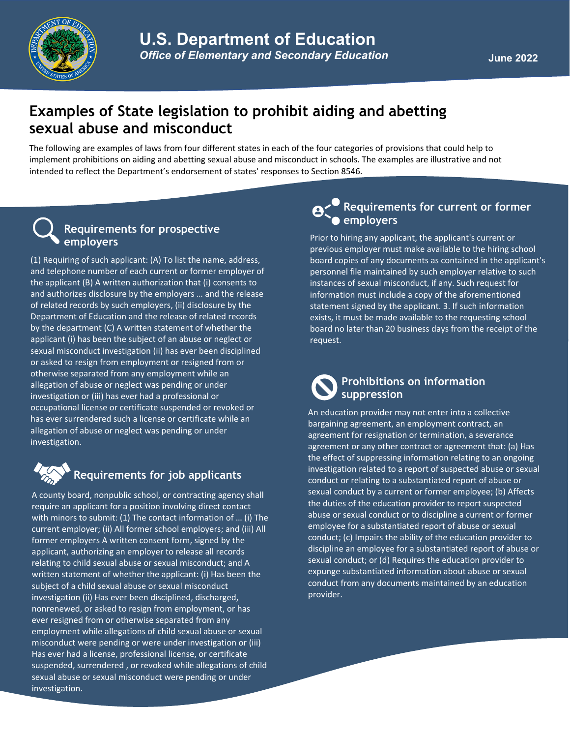**U.S. Department of Education**
*Office of Elementary and Secondary Education*

**June 2022**

# Examples of State legislation to prohibit aiding and abetting sexual abuse and misconduct

The following are examples of laws from four different states in each of the four categories of provisions that could help to implement prohibitions on aiding and abetting sexual abuse and misconduct in schools. The examples are illustrative and not intended to reflect the Department's endorsement of states' responses to Section 8546.

## Requirements for prospective employers

(1) Requiring of such applicant: (A) To list the name, address, and telephone number of each current or former employer of the applicant (B) A written authorization that (i) consents to and authorizes disclosure by the employers … and the release of related records by such employers, (ii) disclosure by the Department of Education and the release of related records by the department (C) A written statement of whether the applicant (i) has been the subject of an abuse or neglect or sexual misconduct investigation (ii) has ever been disciplined or asked to resign from employment or resigned from or otherwise separated from any employment while an allegation of abuse or neglect was pending or under investigation or (iii) has ever had a professional or occupational license or certificate suspended or revoked or has ever surrendered such a license or certificate while an allegation of abuse or neglect was pending or under investigation.

## Requirements for job applicants

A county board, nonpublic school, or contracting agency shall require an applicant for a position involving direct contact with minors to submit: (1) The contact information of … (i) The current employer; (ii) All former school employers; and (iii) All former employers A written consent form, signed by the applicant, authorizing an employer to release all records relating to child sexual abuse or sexual misconduct; and A written statement of whether the applicant: (i) Has been the subject of a child sexual abuse or sexual misconduct investigation (ii) Has ever been disciplined, discharged, nonrenewed, or asked to resign from employment, or has ever resigned from or otherwise separated from any employment while allegations of child sexual abuse or sexual misconduct were pending or were under investigation or (iii) Has ever had a license, professional license, or certificate suspended, surrendered , or revoked while allegations of child sexual abuse or sexual misconduct were pending or under investigation.

## Requirements for current or former employers

Prior to hiring any applicant, the applicant's current or previous employer must make available to the hiring school board copies of any documents as contained in the applicant's personnel file maintained by such employer relative to such instances of sexual misconduct, if any. Such request for information must include a copy of the aforementioned statement signed by the applicant. 3. If such information exists, it must be made available to the requesting school board no later than 20 business days from the receipt of the request.

## Prohibitions on information suppression

An education provider may not enter into a collective bargaining agreement, an employment contract, an agreement for resignation or termination, a severance agreement or any other contract or agreement that: (a) Has the effect of suppressing information relating to an ongoing investigation related to a report of suspected abuse or sexual conduct or relating to a substantiated report of abuse or sexual conduct by a current or former employee; (b) Affects the duties of the education provider to report suspected abuse or sexual conduct or to discipline a current or former employee for a substantiated report of abuse or sexual conduct; (c) Impairs the ability of the education provider to discipline an employee for a substantiated report of abuse or sexual conduct; or (d) Requires the education provider to expunge substantiated information about abuse or sexual conduct from any documents maintained by an education provider.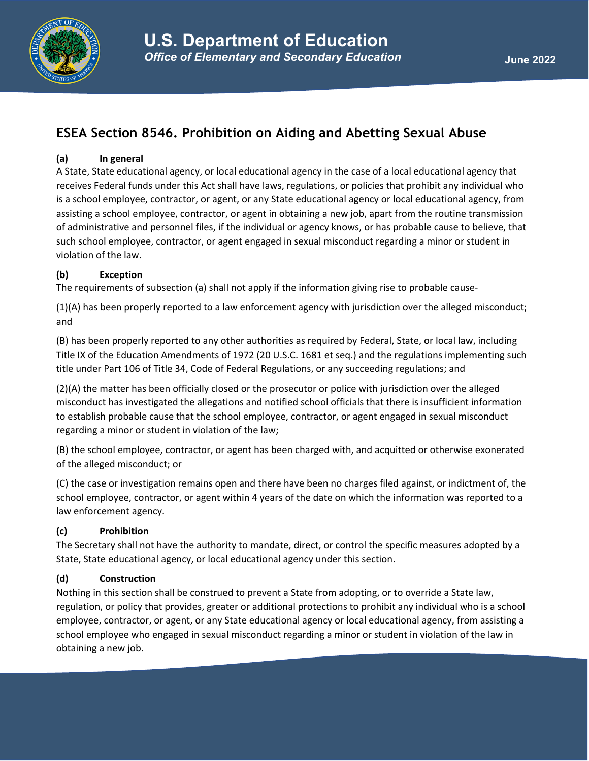# ESEA Section 8546. Prohibition on Aiding and Abetting Sexual Abuse

**(a) In general**

A State, State educational agency, or local educational agency in the case of a local educational agency that receives Federal funds under this Act shall have laws, regulations, or policies that prohibit any individual who is a school employee, contractor, or agent, or any State educational agency or local educational agency, from assisting a school employee, contractor, or agent in obtaining a new job, apart from the routine transmission of administrative and personnel files, if the individual or agency knows, or has probable cause to believe, that such school employee, contractor, or agent engaged in sexual misconduct regarding a minor or student in violation of the law.

**(b) Exception**

The requirements of subsection (a) shall not apply if the information giving rise to probable cause-

(1)(A) has been properly reported to a law enforcement agency with jurisdiction over the alleged misconduct; and

(B) has been properly reported to any other authorities as required by Federal, State, or local law, including Title IX of the Education Amendments of 1972 (20 U.S.C. 1681 et seq.) and the regulations implementing such title under Part 106 of Title 34, Code of Federal Regulations, or any succeeding regulations; and

(2)(A) the matter has been officially closed or the prosecutor or police with jurisdiction over the alleged misconduct has investigated the allegations and notified school officials that there is insufficient information to establish probable cause that the school employee, contractor, or agent engaged in sexual misconduct regarding a minor or student in violation of the law;

(B) the school employee, contractor, or agent has been charged with, and acquitted or otherwise exonerated of the alleged misconduct; or

(C) the case or investigation remains open and there have been no charges filed against, or indictment of, the school employee, contractor, or agent within 4 years of the date on which the information was reported to a law enforcement agency.

**(c) Prohibition**

The Secretary shall not have the authority to mandate, direct, or control the specific measures adopted by a State, State educational agency, or local educational agency under this section.

**(d) Construction**

Nothing in this section shall be construed to prevent a State from adopting, or to override a State law, regulation, or policy that provides, greater or additional protections to prohibit any individual who is a school employee, contractor, or agent, or any State educational agency or local educational agency, from assisting a school employee who engaged in sexual misconduct regarding a minor or student in violation of the law in obtaining a new job.